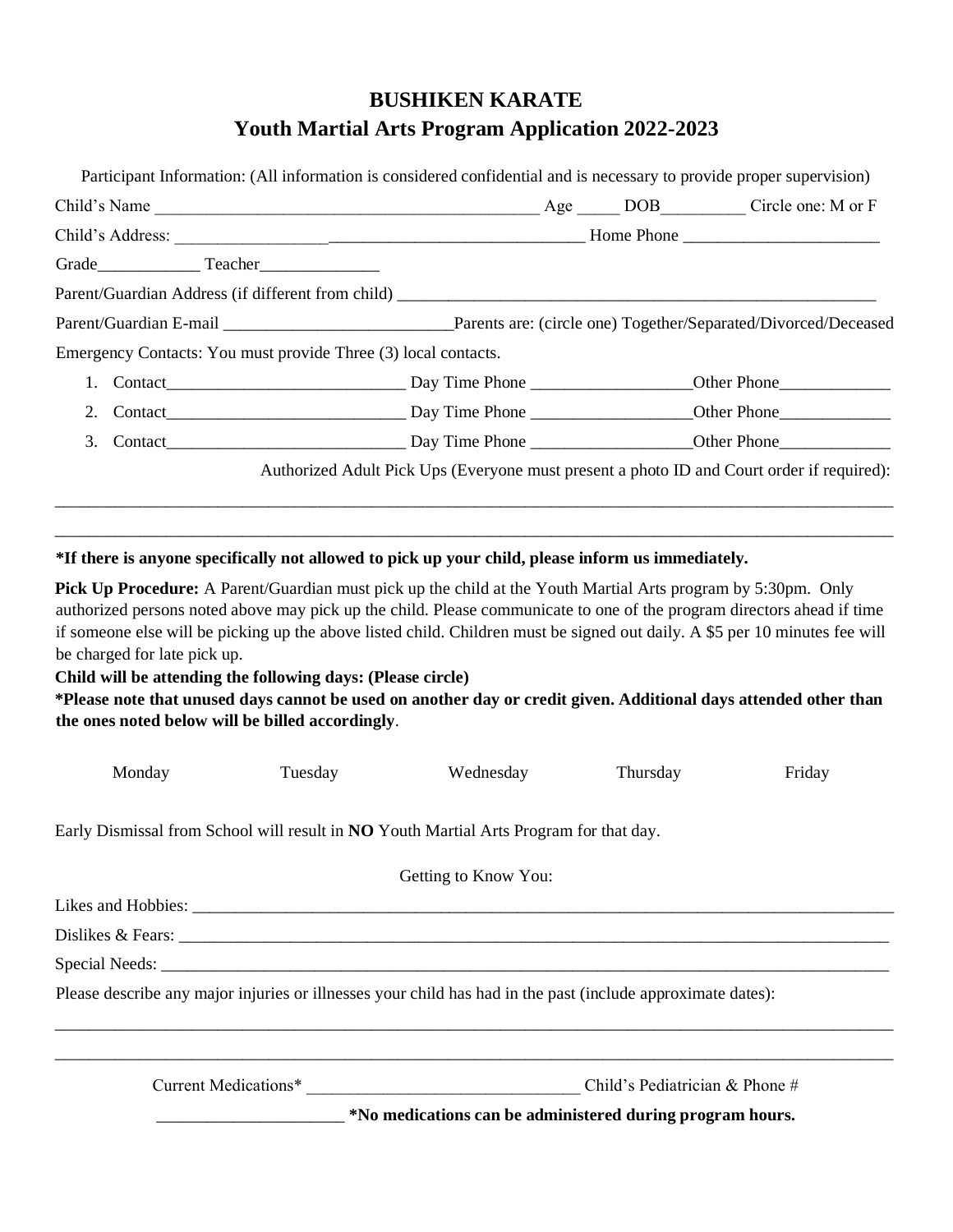# BUSHIKEN KARATE

## Youth Martial Arts Program Application 2022-2023

Participant Information: (All information is considered confidential and is necessary to provide proper supervision)

Child's Name _____________________________________________ Age _____ DOB__________ Circle one: M or F

Child's Address: __________________________________________________ Home Phone _______________________

Grade____________ Teacher______________

Parent/Guardian Address (if different from child) __________________________________________________________

Parent/Guardian E-mail ___________________________Parents are: (circle one) Together/Separated/Divorced/Deceased

Emergency Contacts: You must provide Three (3) local contacts.

1. Contact____________________________ Day Time Phone ___________________Other Phone_____________
2. Contact____________________________ Day Time Phone ___________________Other Phone_____________
3. Contact____________________________ Day Time Phone ___________________Other Phone_____________

Authorized Adult Pick Ups (Everyone must present a photo ID and Court order if required):

______________________________________________________________________________________________

______________________________________________________________________________________________

**\*If there is anyone specifically not allowed to pick up your child, please inform us immediately.**

**Pick Up Procedure:** A Parent/Guardian must pick up the child at the Youth Martial Arts program by 5:30pm. Only authorized persons noted above may pick up the child. Please communicate to one of the program directors ahead if time if someone else will be picking up the above listed child. Children must be signed out daily. A $5 per 10 minutes fee will be charged for late pick up.

**Child will be attending the following days: (Please circle)**

**\*Please note that unused days cannot be used on another day or credit given. Additional days attended other than the ones noted below will be billed accordingly**.

Monday    Tuesday    Wednesday    Thursday    Friday

Early Dismissal from School will result in **NO** Youth Martial Arts Program for that day.

Getting to Know You:

Likes and Hobbies: ___________________________________________________________________________

Dislikes & Fears: ____________________________________________________________________________

Special Needs: ______________________________________________________________________________

Please describe any major injuries or illnesses your child has had in the past (include approximate dates):

______________________________________________________________________________________________

______________________________________________________________________________________________

Current Medications* ________________________________ Child's Pediatrician & Phone #

______________________ **\*No medications can be administered during program hours.**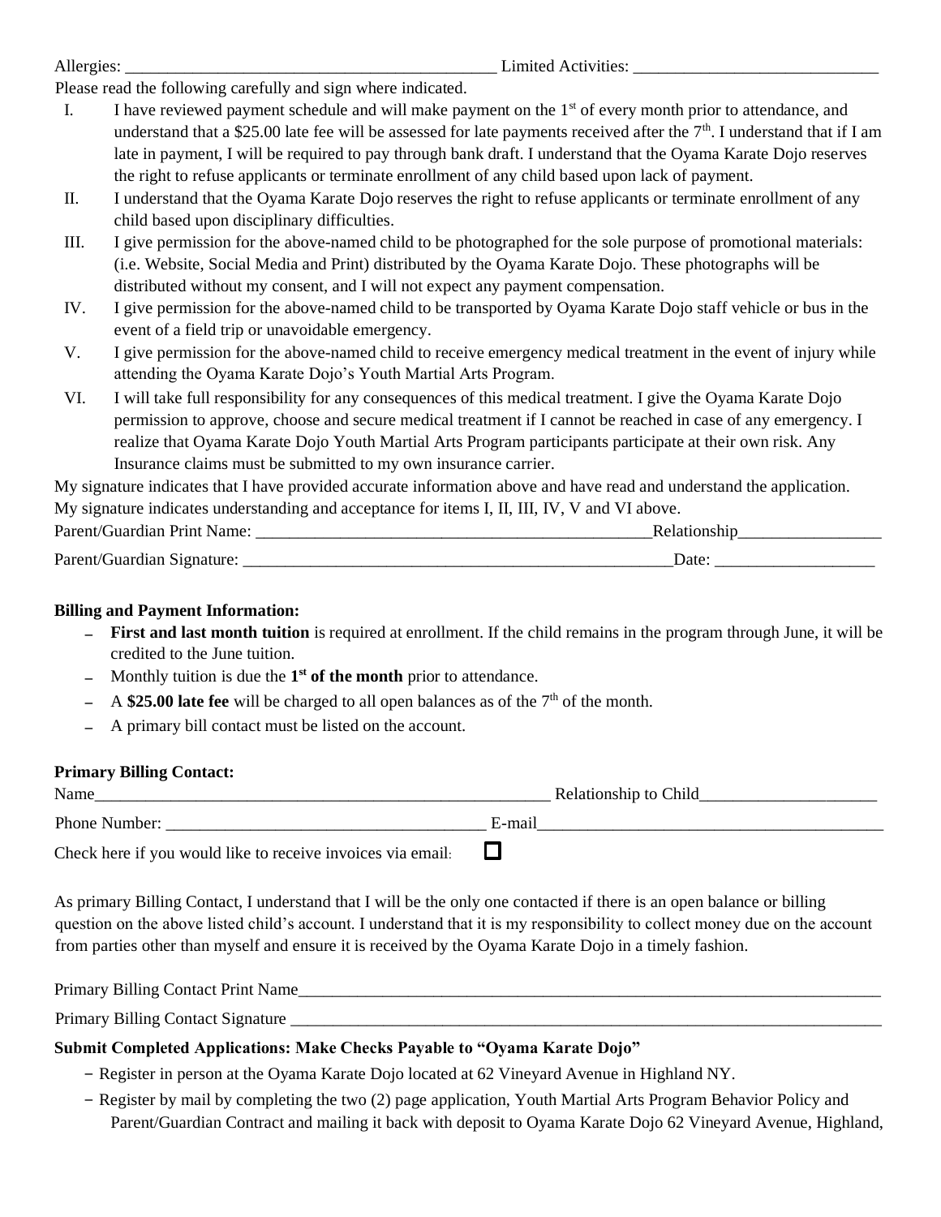Allergies: ____________________________________________ Limited Activities: _____________________________

Please read the following carefully and sign where indicated.

I. I have reviewed payment schedule and will make payment on the 1st of every month prior to attendance, and understand that a $25.00 late fee will be assessed for late payments received after the 7th. I understand that if I am late in payment, I will be required to pay through bank draft. I understand that the Oyama Karate Dojo reserves the right to refuse applicants or terminate enrollment of any child based upon lack of payment.

II. I understand that the Oyama Karate Dojo reserves the right to refuse applicants or terminate enrollment of any child based upon disciplinary difficulties.

III. I give permission for the above-named child to be photographed for the sole purpose of promotional materials: (i.e. Website, Social Media and Print) distributed by the Oyama Karate Dojo. These photographs will be distributed without my consent, and I will not expect any payment compensation.

IV. I give permission for the above-named child to be transported by Oyama Karate Dojo staff vehicle or bus in the event of a field trip or unavoidable emergency.

V. I give permission for the above-named child to receive emergency medical treatment in the event of injury while attending the Oyama Karate Dojo's Youth Martial Arts Program.

VI. I will take full responsibility for any consequences of this medical treatment. I give the Oyama Karate Dojo permission to approve, choose and secure medical treatment if I cannot be reached in case of any emergency. I realize that Oyama Karate Dojo Youth Martial Arts Program participants participate at their own risk. Any Insurance claims must be submitted to my own insurance carrier.

My signature indicates that I have provided accurate information above and have read and understand the application.
My signature indicates understanding and acceptance for items I, II, III, IV, V and VI above.

Parent/Guardian Print Name: ________________________________________________Relationship_________________

Parent/Guardian Signature: ____________________________________________________Date: ___________________

**Billing and Payment Information:**

- **First and last month tuition** is required at enrollment. If the child remains in the program through June, it will be credited to the June tuition.
- Monthly tuition is due the **1st of the month** prior to attendance.
- A **$25.00 late fee** will be charged to all open balances as of the 7th of the month.
- A primary bill contact must be listed on the account.

**Primary Billing Contact:**

Name_______________________________________________________ Relationship to Child_____________________

Phone Number: ______________________________________ E-mail__________________________________________

Check here if you would like to receive invoices via email: ☐

As primary Billing Contact, I understand that I will be the only one contacted if there is an open balance or billing question on the above listed child's account. I understand that it is my responsibility to collect money due on the account from parties other than myself and ensure it is received by the Oyama Karate Dojo in a timely fashion.

Primary Billing Contact Print Name___________________________________________________________________________

Primary Billing Contact Signature ___________________________________________________________________________

**Submit Completed Applications: Make Checks Payable to "Oyama Karate Dojo"**

- Register in person at the Oyama Karate Dojo located at 62 Vineyard Avenue in Highland NY.
- Register by mail by completing the two (2) page application, Youth Martial Arts Program Behavior Policy and Parent/Guardian Contract and mailing it back with deposit to Oyama Karate Dojo 62 Vineyard Avenue, Highland,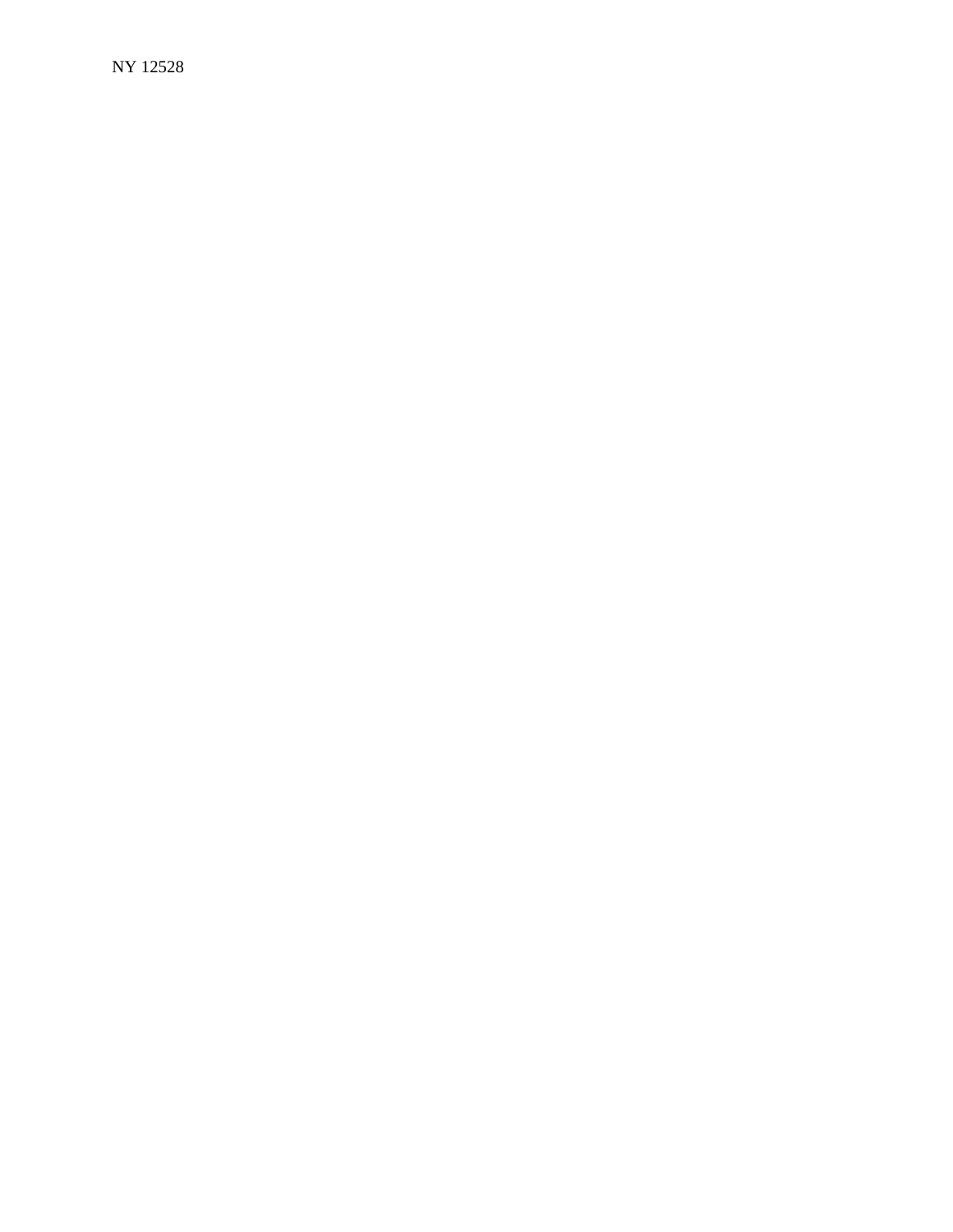NY 12528